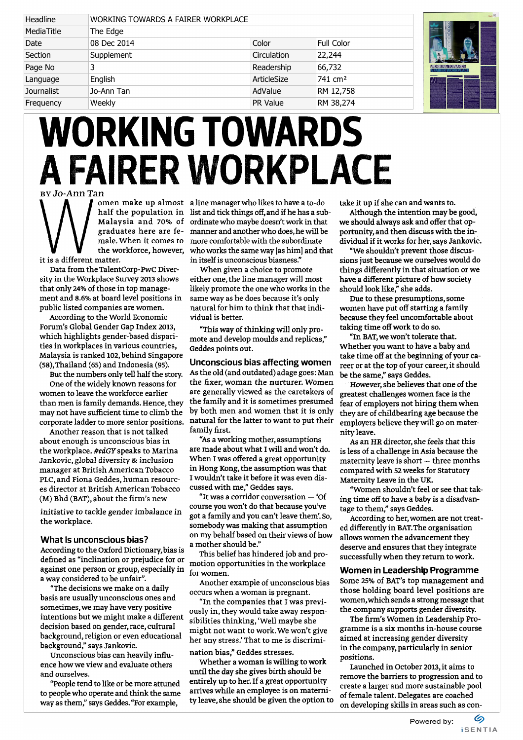| Headline | WORKING TOWARDS A FAIRER WORKPLACE | | |
|---|---|---|---|
| MediaTitle | The Edge | | |
| Date | 08 Dec 2014 | Color | Full Color |
| Section | Supplement | Circulation | 22,244 |
| Page No | 3 | Readership | 66,732 |
| Language | English | ArticleSize | 741 cm² |
| Journalist | Jo-Ann Tan | AdValue | RM 12,758 |
| Frequency | Weekly | PR Value | RM 38,274 |

# WORKING TOWARDS A FAIRER WORKPLACE

BY Jo-Ann Tan

Women make up almost half the population in Malaysia and 70% of graduates here are female. When it comes to the workforce, however, it is a different matter.

Data from the TalentCorp-PwC Diversity in the Workplace Survey 2013 shows that only 24% of those in top management and 8.6% at board level positions in public listed companies are women.

According to the World Economic Forum's Global Gender Gap Index 2013, which highlights gender-based disparities in workplaces in various countries, Malaysia is ranked 102, behind Singapore (58), Thailand (65) and Indonesia (95).

But the numbers only tell half the story.

One of the widely known reasons for women to leave the workforce earlier than men is family demands. Hence, they may not have sufficient time to climb the corporate ladder to more senior positions.

Another reason that is not talked about enough is unconscious bias in the workplace. *#edGY* speaks to Marina Jankovic, global diversity & inclusion manager at British American Tobacco PLC, and Fiona Geddes, human resources director at British American Tobacco (M) Bhd (BAT), about the firm's new initiative to tackle gender imbalance in the workplace.

## What is unconscious bias?

According to the Oxford Dictionary, bias is defined as "inclination or prejudice for or against one person or group, especially in a way considered to be unfair".

"The decisions we make on a daily basis are usually unconscious ones and sometimes, we may have very positive intentions but we might make a different decision based on gender, race, cultural background, religion or even educational background," says Jankovic.

Unconscious bias can heavily influence how we view and evaluate others and ourselves.

"People tend to like or be more attuned to people who operate and think the same way as them," says Geddes. "For example, a line manager who likes to have a to-do list and tick things off, and if he has a subordinate who maybe doesn't work in that manner and another who does, he will be more comfortable with the subordinate who works the same way [as him] and that in itself is unconscious biasness."

When given a choice to promote either one, the line manager will most likely promote the one who works in the same way as he does because it's only natural for him to think that that individual is better.

"This way of thinking will only promote and develop moulds and replicas," Geddes points out.

## Unconscious bias affecting women

As the old (and outdated) adage goes: Man the fixer, woman the nurturer. Women are generally viewed as the caretakers of the family and it is sometimes presumed by both men and women that it is only natural for the latter to want to put their family first.

"As a working mother, assumptions are made about what I will and won't do. When I was offered a great opportunity in Hong Kong, the assumption was that I wouldn't take it before it was even discussed with me," Geddes says.

"It was a corridor conversation — 'Of course you won't do that because you've got a family and you can't leave them'. So, somebody was making that assumption on my behalf based on their views of how a mother should be."

This belief has hindered job and promotion opportunities in the workplace for women.

Another example of unconscious bias occurs when a woman is pregnant.

"In the companies that I was previously in, they would take away responsibilities thinking, 'Well maybe she might not want to work. We won't give her any stress.' That to me is discrimination bias," Geddes stresses.

Whether a woman is willing to work until the day she gives birth should be entirely up to her. If a great opportunity arrives while an employee is on maternity leave, she should be given the option to take it up if she can and wants to.

Although the intention may be good, we should always ask and offer that opportunity, and then discuss with the individual if it works for her, says Jankovic.

"We shouldn't prevent those discussions just because we ourselves would do things differently in that situation or we have a different picture of how society should look like," she adds.

Due to these presumptions, some women have put off starting a family because they feel uncomfortable about taking time off work to do so.

"In BAT, we won't tolerate that. Whether you want to have a baby and take time off at the beginning of your career or at the top of your career, it should be the same," says Geddes.

However, she believes that one of the greatest challenges women face is the fear of employers not hiring them when they are of childbearing age because the employers believe they will go on maternity leave.

As an HR director, she feels that this is less of a challenge in Asia because the maternity leave is short — three months compared with 52 weeks for Statutory Maternity Leave in the UK.

"Women shouldn't feel or see that taking time off to have a baby is a disadvantage to them," says Geddes.

According to her, women are not treated differently in BAT. The organisation allows women the advancement they deserve and ensures that they integrate successfully when they return to work.

## Women in Leadership Programme

Some 25% of BAT's top management and those holding board level positions are women, which sends a strong message that the company supports gender diversity.

The firm's Women in Leadership Programme is a six months in-house course aimed at increasing gender diversity in the company, particularly in senior positions.

Launched in October 2013, it aims to remove the barriers to progression and to create a larger and more sustainable pool of female talent. Delegates are coached on developing skills in areas such as con-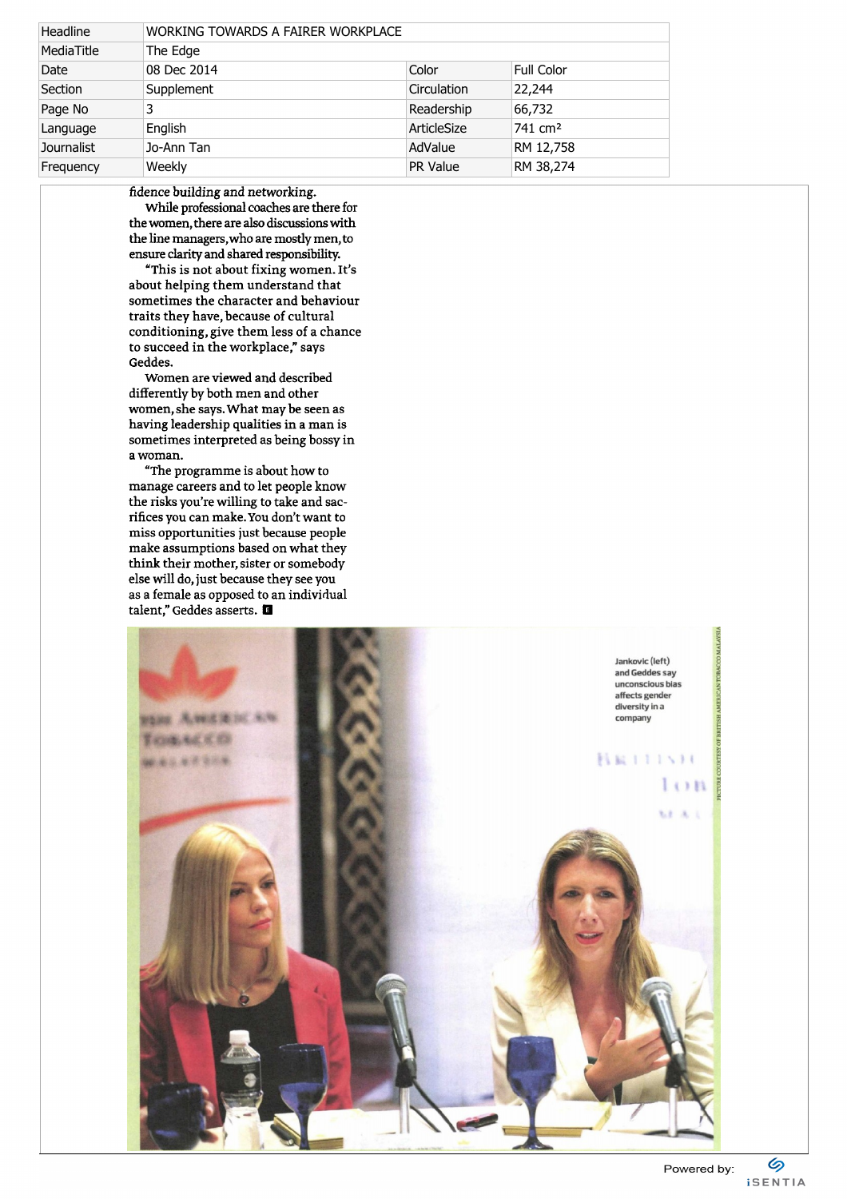| | | | |
|---|---|---|---|
| Headline | WORKING TOWARDS A FAIRER WORKPLACE | | |
| MediaTitle | The Edge | | |
| Date | 08 Dec 2014 | Color | Full Color |
| Section | Supplement | Circulation | 22,244 |
| Page No | 3 | Readership | 66,732 |
| Language | English | ArticleSize | 741 cm² |
| Journalist | Jo-Ann Tan | AdValue | RM 12,758 |
| Frequency | Weekly | PR Value | RM 38,274 |

fidence building and networking.

While professional coaches are there for the women, there are also discussions with the line managers, who are mostly men, to ensure clarity and shared responsibility.

"This is not about fixing women. It's about helping them understand that sometimes the character and behaviour traits they have, because of cultural conditioning, give them less of a chance to succeed in the workplace," says Geddes.

Women are viewed and described differently by both men and other women, she says. What may be seen as having leadership qualities in a man is sometimes interpreted as being bossy in a woman.

"The programme is about how to manage careers and to let people know the risks you're willing to take and sacrifices you can make. You don't want to miss opportunities just because people make assumptions based on what they think their mother, sister or somebody else will do, just because they see you as a female as opposed to an individual talent," Geddes asserts. E

Jankovic (left) and Geddes say unconscious bias affects gender diversity in a company

PICTURE COURTESY OF BRITISH AMERICAN TOBACCO MALAYSIA